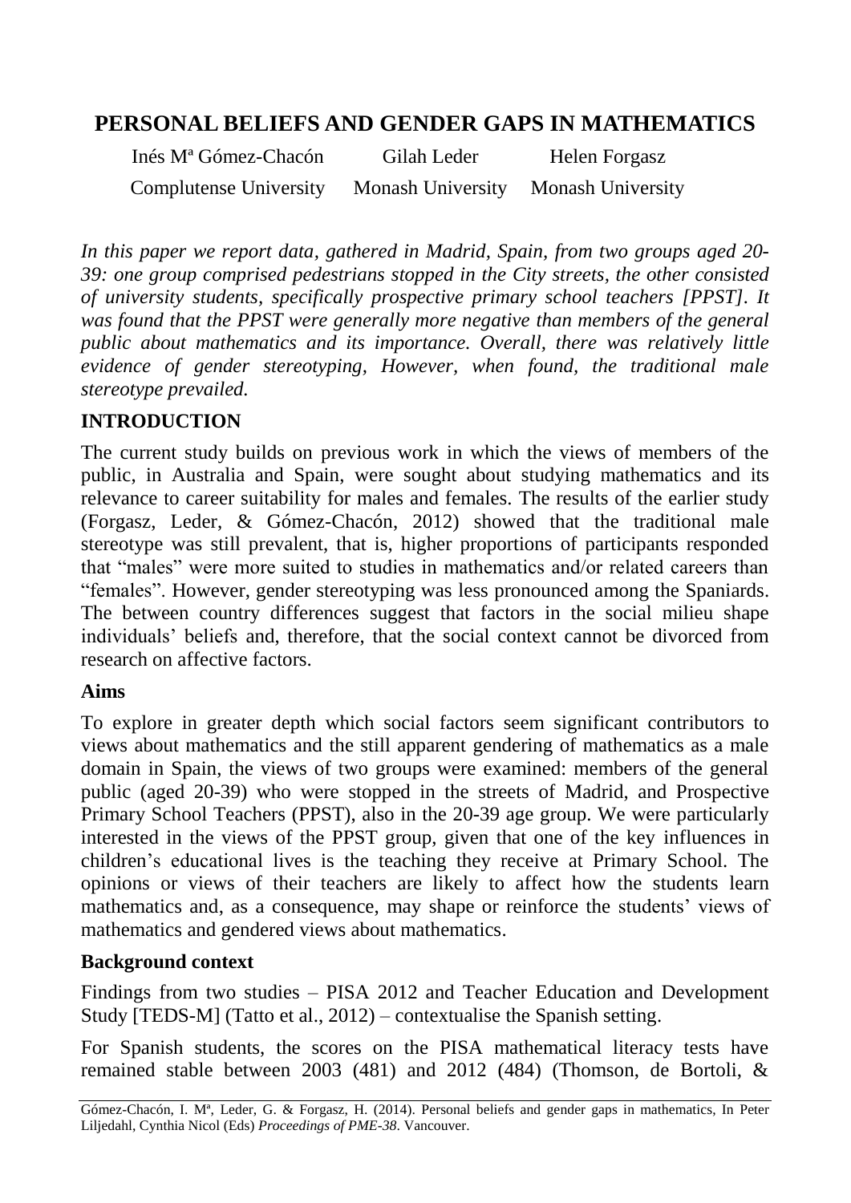# PERSONAL BELIEFS AND GENDER GAPS IN MATHEMATICS

Inés Mª Gómez-Chacón — Complutense University
Gilah Leder — Monash University
Helen Forgasz — Monash University

*In this paper we report data, gathered in Madrid, Spain, from two groups aged 20-39: one group comprised pedestrians stopped in the City streets, the other consisted of university students, specifically prospective primary school teachers [PPST]. It was found that the PPST were generally more negative than members of the general public about mathematics and its importance. Overall, there was relatively little evidence of gender stereotyping, However, when found, the traditional male stereotype prevailed.*

## INTRODUCTION

The current study builds on previous work in which the views of members of the public, in Australia and Spain, were sought about studying mathematics and its relevance to career suitability for males and females. The results of the earlier study (Forgasz, Leder, & Gómez-Chacón, 2012) showed that the traditional male stereotype was still prevalent, that is, higher proportions of participants responded that "males" were more suited to studies in mathematics and/or related careers than "females". However, gender stereotyping was less pronounced among the Spaniards. The between country differences suggest that factors in the social milieu shape individuals' beliefs and, therefore, that the social context cannot be divorced from research on affective factors.

### Aims

To explore in greater depth which social factors seem significant contributors to views about mathematics and the still apparent gendering of mathematics as a male domain in Spain, the views of two groups were examined: members of the general public (aged 20-39) who were stopped in the streets of Madrid, and Prospective Primary School Teachers (PPST), also in the 20-39 age group. We were particularly interested in the views of the PPST group, given that one of the key influences in children's educational lives is the teaching they receive at Primary School. The opinions or views of their teachers are likely to affect how the students learn mathematics and, as a consequence, may shape or reinforce the students' views of mathematics and gendered views about mathematics.

### Background context

Findings from two studies – PISA 2012 and Teacher Education and Development Study [TEDS-M] (Tatto et al., 2012) – contextualise the Spanish setting.

For Spanish students, the scores on the PISA mathematical literacy tests have remained stable between 2003 (481) and 2012 (484) (Thomson, de Bortoli, &

Gómez-Chacón, I. Mª, Leder, G. & Forgasz, H. (2014). Personal beliefs and gender gaps in mathematics, In Peter Liljedahl, Cynthia Nicol (Eds) *Proceedings of PME-38*. Vancouver.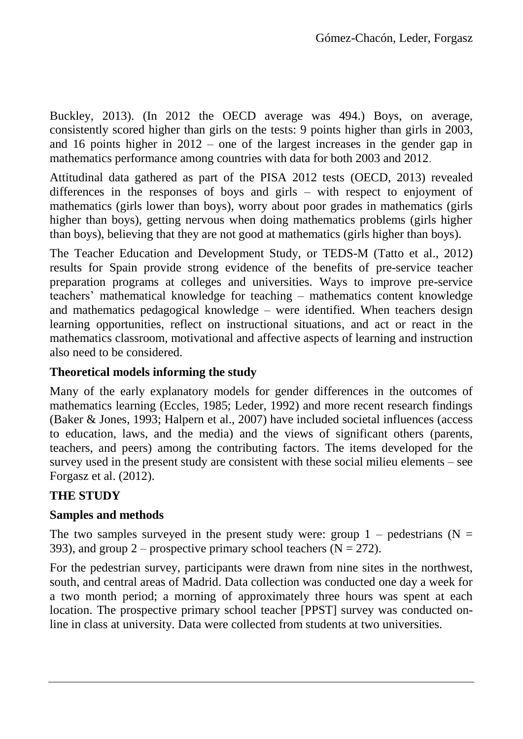Buckley, 2013). (In 2012 the OECD average was 494.) Boys, on average, consistently scored higher than girls on the tests: 9 points higher than girls in 2003, and 16 points higher in 2012 – one of the largest increases in the gender gap in mathematics performance among countries with data for both 2003 and 2012.

Attitudinal data gathered as part of the PISA 2012 tests (OECD, 2013) revealed differences in the responses of boys and girls – with respect to enjoyment of mathematics (girls lower than boys), worry about poor grades in mathematics (girls higher than boys), getting nervous when doing mathematics problems (girls higher than boys), believing that they are not good at mathematics (girls higher than boys).

The Teacher Education and Development Study, or TEDS-M (Tatto et al., 2012) results for Spain provide strong evidence of the benefits of pre-service teacher preparation programs at colleges and universities. Ways to improve pre-service teachers' mathematical knowledge for teaching – mathematics content knowledge and mathematics pedagogical knowledge – were identified. When teachers design learning opportunities, reflect on instructional situations, and act or react in the mathematics classroom, motivational and affective aspects of learning and instruction also need to be considered.

### Theoretical models informing the study

Many of the early explanatory models for gender differences in the outcomes of mathematics learning (Eccles, 1985; Leder, 1992) and more recent research findings (Baker & Jones, 1993; Halpern et al., 2007) have included societal influences (access to education, laws, and the media) and the views of significant others (parents, teachers, and peers) among the contributing factors. The items developed for the survey used in the present study are consistent with these social milieu elements – see Forgasz et al. (2012).

## THE STUDY

### Samples and methods

The two samples surveyed in the present study were: group 1 – pedestrians (N = 393), and group 2 – prospective primary school teachers (N = 272).

For the pedestrian survey, participants were drawn from nine sites in the northwest, south, and central areas of Madrid. Data collection was conducted one day a week for a two month period; a morning of approximately three hours was spent at each location. The prospective primary school teacher [PPST] survey was conducted on-line in class at university. Data were collected from students at two universities.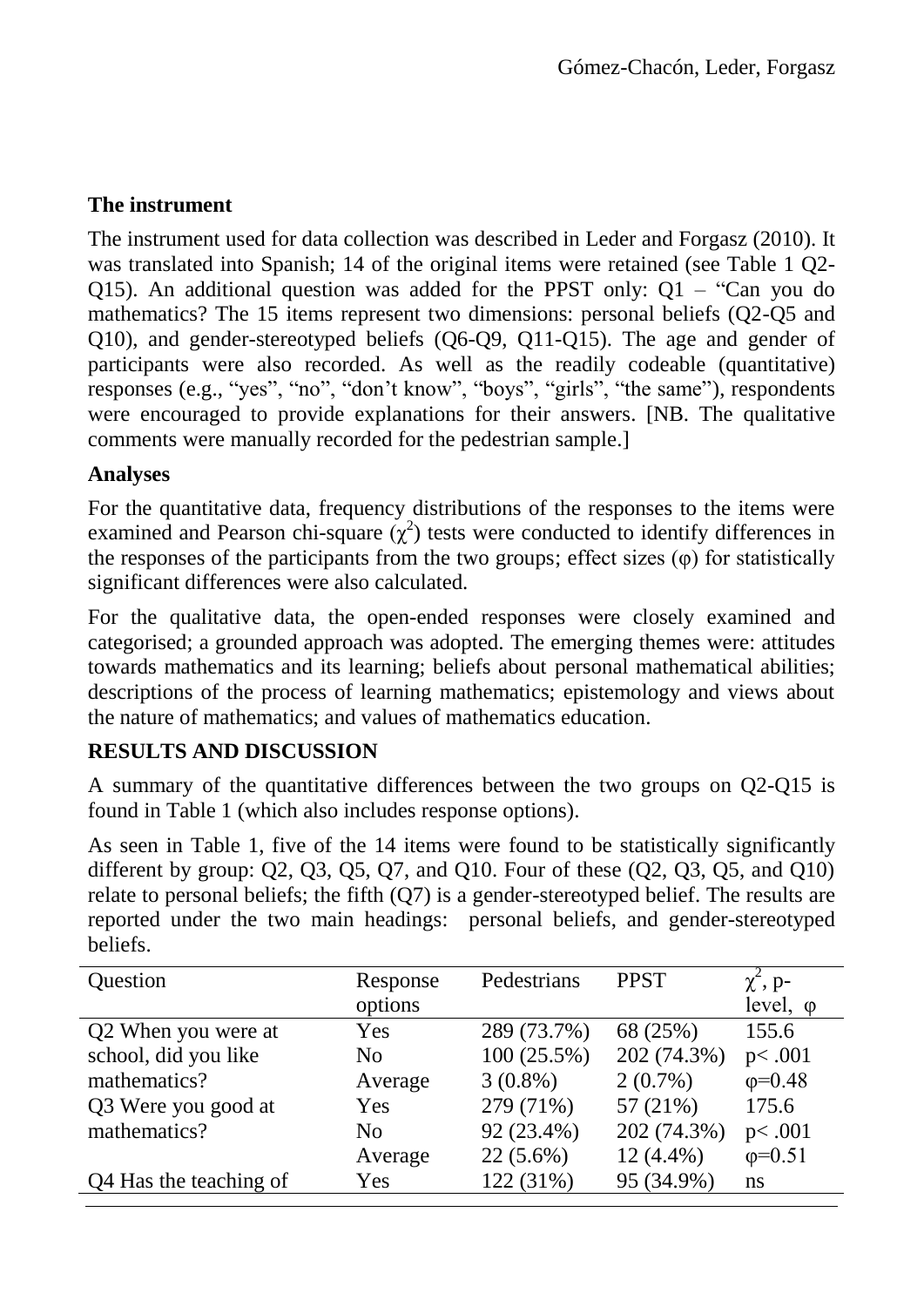### The instrument

The instrument used for data collection was described in Leder and Forgasz (2010). It was translated into Spanish; 14 of the original items were retained (see Table 1 Q2-Q15). An additional question was added for the PPST only: Q1 – "Can you do mathematics? The 15 items represent two dimensions: personal beliefs (Q2-Q5 and Q10), and gender-stereotyped beliefs (Q6-Q9, Q11-Q15). The age and gender of participants were also recorded. As well as the readily codeable (quantitative) responses (e.g., "yes", "no", "don't know", "boys", "girls", "the same"), respondents were encouraged to provide explanations for their answers. [NB. The qualitative comments were manually recorded for the pedestrian sample.]

### Analyses

For the quantitative data, frequency distributions of the responses to the items were examined and Pearson chi-square ($\chi^2$) tests were conducted to identify differences in the responses of the participants from the two groups; effect sizes ($\varphi$) for statistically significant differences were also calculated.

For the qualitative data, the open-ended responses were closely examined and categorised; a grounded approach was adopted. The emerging themes were: attitudes towards mathematics and its learning; beliefs about personal mathematical abilities; descriptions of the process of learning mathematics; epistemology and views about the nature of mathematics; and values of mathematics education.

## RESULTS AND DISCUSSION

A summary of the quantitative differences between the two groups on Q2-Q15 is found in Table 1 (which also includes response options).

As seen in Table 1, five of the 14 items were found to be statistically significantly different by group: Q2, Q3, Q5, Q7, and Q10. Four of these (Q2, Q3, Q5, and Q10) relate to personal beliefs; the fifth (Q7) is a gender-stereotyped belief. The results are reported under the two main headings: personal beliefs, and gender-stereotyped beliefs.

| Question | Response options | Pedestrians | PPST | $\chi^2$, p-level, $\varphi$ |
|---|---|---|---|---|
| Q2 When you were at | Yes | 289 (73.7%) | 68 (25%) | 155.6 |
| school, did you like | No | 100 (25.5%) | 202 (74.3%) | $p < .001$ |
| mathematics? | Average | 3 (0.8%) | 2 (0.7%) | $\varphi=0.48$ |
| Q3 Were you good at | Yes | 279 (71%) | 57 (21%) | 175.6 |
| mathematics? | No | 92 (23.4%) | 202 (74.3%) | $p < .001$ |
| | Average | 22 (5.6%) | 12 (4.4%) | $\varphi=0.51$ |
| Q4 Has the teaching of | Yes | 122 (31%) | 95 (34.9%) | ns |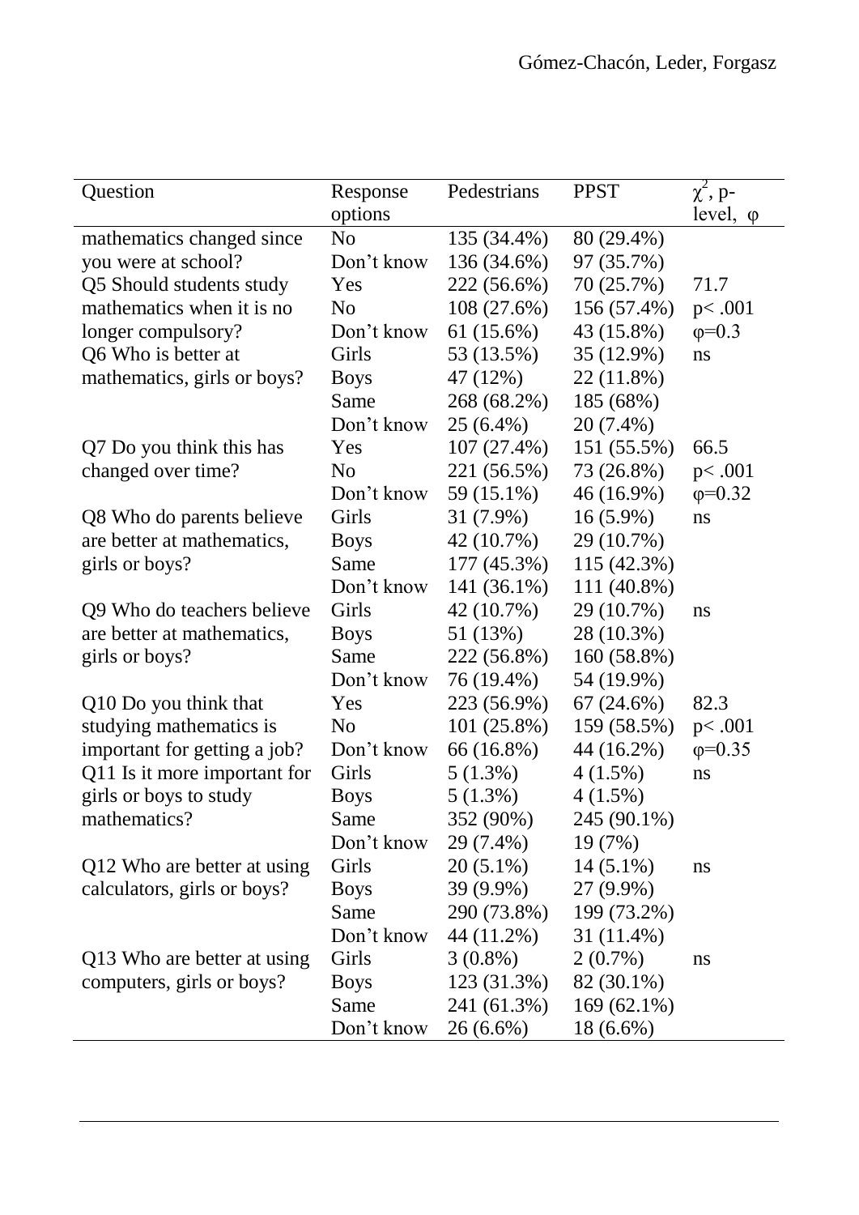| Question | Response options | Pedestrians | PPST | $\chi^2$, p-level, $\varphi$ |
|---|---|---|---|---|
| mathematics changed since | No | 135 (34.4%) | 80 (29.4%) | |
| you were at school? | Don't know | 136 (34.6%) | 97 (35.7%) | |
| Q5 Should students study | Yes | 222 (56.6%) | 70 (25.7%) | 71.7 |
| mathematics when it is no | No | 108 (27.6%) | 156 (57.4%) | $p< .001$ |
| longer compulsory? | Don't know | 61 (15.6%) | 43 (15.8%) | $\varphi$=0.3 |
| Q6 Who is better at | Girls | 53 (13.5%) | 35 (12.9%) | ns |
| mathematics, girls or boys? | Boys | 47 (12%) | 22 (11.8%) | |
| | Same | 268 (68.2%) | 185 (68%) | |
| | Don't know | 25 (6.4%) | 20 (7.4%) | |
| Q7 Do you think this has | Yes | 107 (27.4%) | 151 (55.5%) | 66.5 |
| changed over time? | No | 221 (56.5%) | 73 (26.8%) | $p< .001$ |
| | Don't know | 59 (15.1%) | 46 (16.9%) | $\varphi$=0.32 |
| Q8 Who do parents believe | Girls | 31 (7.9%) | 16 (5.9%) | ns |
| are better at mathematics, | Boys | 42 (10.7%) | 29 (10.7%) | |
| girls or boys? | Same | 177 (45.3%) | 115 (42.3%) | |
| | Don't know | 141 (36.1%) | 111 (40.8%) | |
| Q9 Who do teachers believe | Girls | 42 (10.7%) | 29 (10.7%) | ns |
| are better at mathematics, | Boys | 51 (13%) | 28 (10.3%) | |
| girls or boys? | Same | 222 (56.8%) | 160 (58.8%) | |
| | Don't know | 76 (19.4%) | 54 (19.9%) | |
| Q10 Do you think that | Yes | 223 (56.9%) | 67 (24.6%) | 82.3 |
| studying mathematics is | No | 101 (25.8%) | 159 (58.5%) | $p< .001$ |
| important for getting a job? | Don't know | 66 (16.8%) | 44 (16.2%) | $\varphi$=0.35 |
| Q11 Is it more important for | Girls | 5 (1.3%) | 4 (1.5%) | ns |
| girls or boys to study | Boys | 5 (1.3%) | 4 (1.5%) | |
| mathematics? | Same | 352 (90%) | 245 (90.1%) | |
| | Don't know | 29 (7.4%) | 19 (7%) | |
| Q12 Who are better at using | Girls | 20 (5.1%) | 14 (5.1%) | ns |
| calculators, girls or boys? | Boys | 39 (9.9%) | 27 (9.9%) | |
| | Same | 290 (73.8%) | 199 (73.2%) | |
| | Don't know | 44 (11.2%) | 31 (11.4%) | |
| Q13 Who are better at using | Girls | 3 (0.8%) | 2 (0.7%) | ns |
| computers, girls or boys? | Boys | 123 (31.3%) | 82 (30.1%) | |
| | Same | 241 (61.3%) | 169 (62.1%) | |
| | Don't know | 26 (6.6%) | 18 (6.6%) | |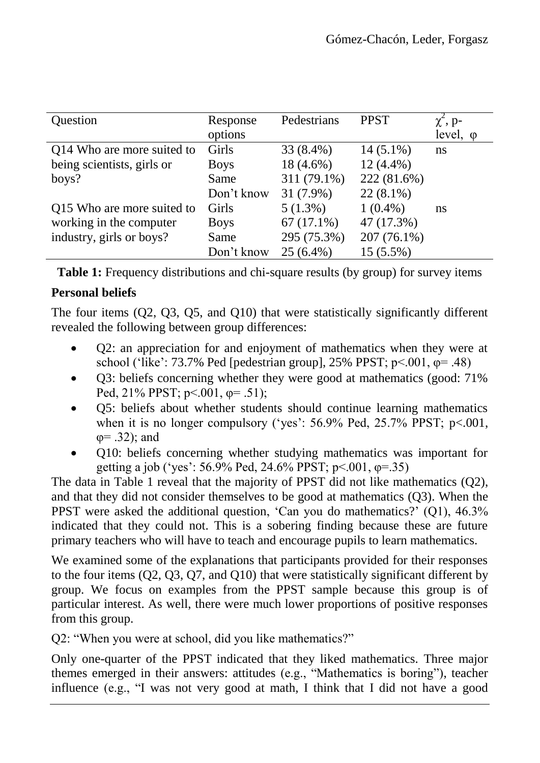| Question | Response options | Pedestrians | PPST | $\chi^2$, p-level, φ |
|---|---|---|---|---|
| Q14 Who are more suited to being scientists, girls or boys? | Girls | 33 (8.4%) | 14 (5.1%) | ns |
| | Boys | 18 (4.6%) | 12 (4.4%) | |
| | Same | 311 (79.1%) | 222 (81.6%) | |
| | Don't know | 31 (7.9%) | 22 (8.1%) | |
| Q15 Who are more suited to working in the computer industry, girls or boys? | Girls | 5 (1.3%) | 1 (0.4%) | ns |
| | Boys | 67 (17.1%) | 47 (17.3%) | |
| | Same | 295 (75.3%) | 207 (76.1%) | |
| | Don't know | 25 (6.4%) | 15 (5.5%) | |

**Table 1:** Frequency distributions and chi-square results (by group) for survey items

**Personal beliefs**

The four items (Q2, Q3, Q5, and Q10) that were statistically significantly different revealed the following between group differences:

- Q2: an appreciation for and enjoyment of mathematics when they were at school ('like': 73.7% Ped [pedestrian group], 25% PPST; $p<.001$, $\varphi= .48$)
- Q3: beliefs concerning whether they were good at mathematics (good: 71% Ped, 21% PPST; $p<.001$, $\varphi= .51$);
- Q5: beliefs about whether students should continue learning mathematics when it is no longer compulsory ('yes': 56.9% Ped, 25.7% PPST; $p<.001$, $\varphi= .32$); and
- Q10: beliefs concerning whether studying mathematics was important for getting a job ('yes': 56.9% Ped, 24.6% PPST; $p<.001$, $\varphi=.35$)

The data in Table 1 reveal that the majority of PPST did not like mathematics (Q2), and that they did not consider themselves to be good at mathematics (Q3). When the PPST were asked the additional question, 'Can you do mathematics?' (Q1), 46.3% indicated that they could not. This is a sobering finding because these are future primary teachers who will have to teach and encourage pupils to learn mathematics.

We examined some of the explanations that participants provided for their responses to the four items (Q2, Q3, Q7, and Q10) that were statistically significant different by group. We focus on examples from the PPST sample because this group is of particular interest. As well, there were much lower proportions of positive responses from this group.

Q2: "When you were at school, did you like mathematics?"

Only one-quarter of the PPST indicated that they liked mathematics. Three major themes emerged in their answers: attitudes (e.g., "Mathematics is boring"), teacher influence (e.g., "I was not very good at math, I think that I did not have a good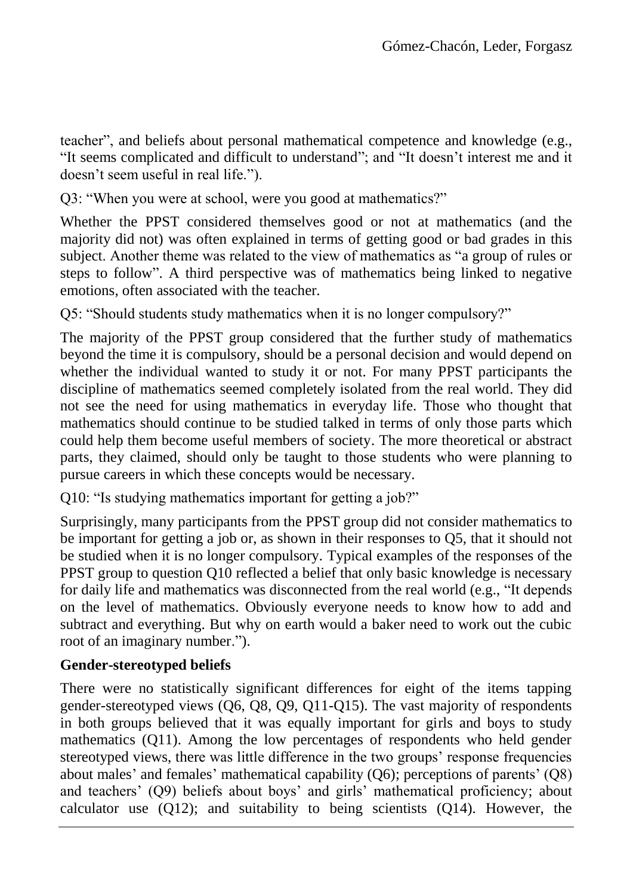teacher", and beliefs about personal mathematical competence and knowledge (e.g., "It seems complicated and difficult to understand"; and "It doesn't interest me and it doesn't seem useful in real life.").

Q3: "When you were at school, were you good at mathematics?"

Whether the PPST considered themselves good or not at mathematics (and the majority did not) was often explained in terms of getting good or bad grades in this subject. Another theme was related to the view of mathematics as "a group of rules or steps to follow". A third perspective was of mathematics being linked to negative emotions, often associated with the teacher.

Q5: "Should students study mathematics when it is no longer compulsory?"

The majority of the PPST group considered that the further study of mathematics beyond the time it is compulsory, should be a personal decision and would depend on whether the individual wanted to study it or not. For many PPST participants the discipline of mathematics seemed completely isolated from the real world. They did not see the need for using mathematics in everyday life. Those who thought that mathematics should continue to be studied talked in terms of only those parts which could help them become useful members of society. The more theoretical or abstract parts, they claimed, should only be taught to those students who were planning to pursue careers in which these concepts would be necessary.

Q10: "Is studying mathematics important for getting a job?"

Surprisingly, many participants from the PPST group did not consider mathematics to be important for getting a job or, as shown in their responses to Q5, that it should not be studied when it is no longer compulsory. Typical examples of the responses of the PPST group to question Q10 reflected a belief that only basic knowledge is necessary for daily life and mathematics was disconnected from the real world (e.g., "It depends on the level of mathematics. Obviously everyone needs to know how to add and subtract and everything. But why on earth would a baker need to work out the cubic root of an imaginary number.").

**Gender-stereotyped beliefs**

There were no statistically significant differences for eight of the items tapping gender-stereotyped views (Q6, Q8, Q9, Q11-Q15). The vast majority of respondents in both groups believed that it was equally important for girls and boys to study mathematics (Q11). Among the low percentages of respondents who held gender stereotyped views, there was little difference in the two groups' response frequencies about males' and females' mathematical capability (Q6); perceptions of parents' (Q8) and teachers' (Q9) beliefs about boys' and girls' mathematical proficiency; about calculator use (Q12); and suitability to being scientists (Q14). However, the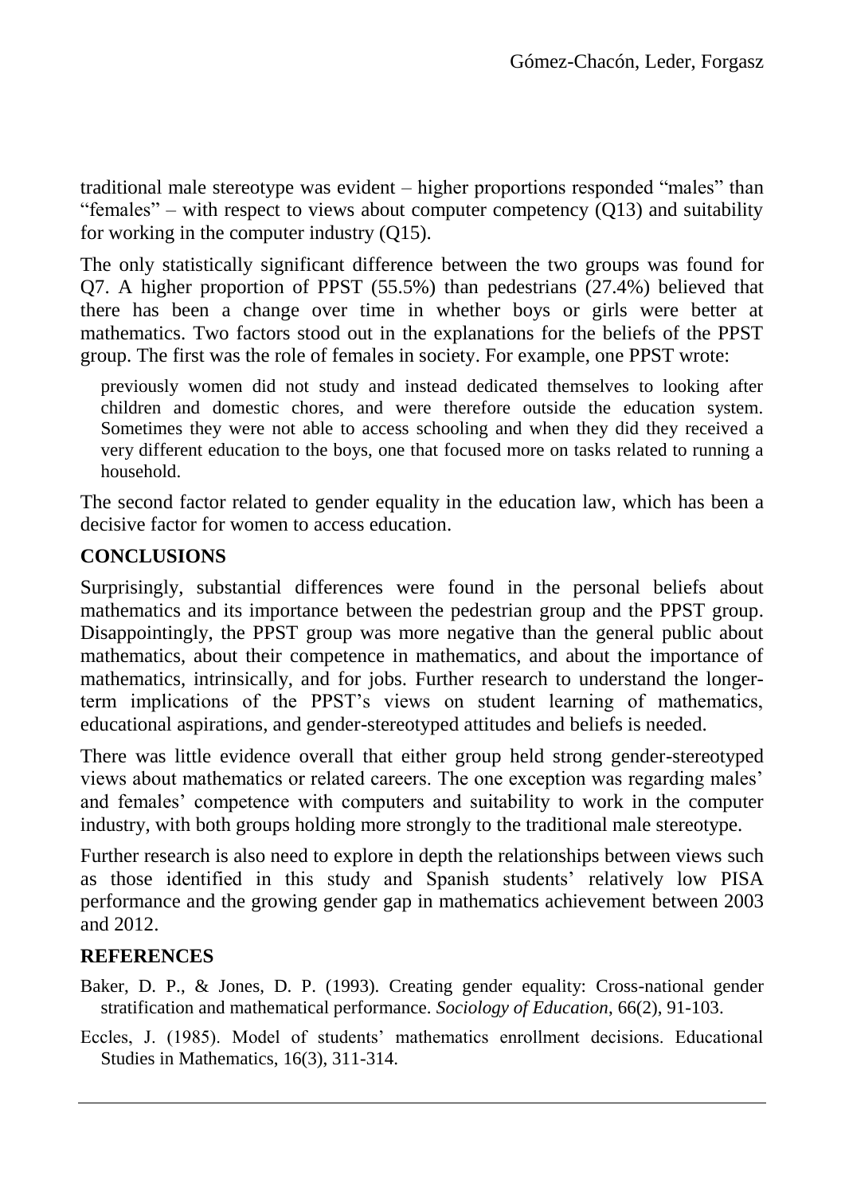traditional male stereotype was evident – higher proportions responded "males" than "females" – with respect to views about computer competency (Q13) and suitability for working in the computer industry (Q15).

The only statistically significant difference between the two groups was found for Q7. A higher proportion of PPST (55.5%) than pedestrians (27.4%) believed that there has been a change over time in whether boys or girls were better at mathematics. Two factors stood out in the explanations for the beliefs of the PPST group. The first was the role of females in society. For example, one PPST wrote:

> previously women did not study and instead dedicated themselves to looking after children and domestic chores, and were therefore outside the education system. Sometimes they were not able to access schooling and when they did they received a very different education to the boys, one that focused more on tasks related to running a household.

The second factor related to gender equality in the education law, which has been a decisive factor for women to access education.

## CONCLUSIONS

Surprisingly, substantial differences were found in the personal beliefs about mathematics and its importance between the pedestrian group and the PPST group. Disappointingly, the PPST group was more negative than the general public about mathematics, about their competence in mathematics, and about the importance of mathematics, intrinsically, and for jobs. Further research to understand the longer-term implications of the PPST's views on student learning of mathematics, educational aspirations, and gender-stereotyped attitudes and beliefs is needed.

There was little evidence overall that either group held strong gender-stereotyped views about mathematics or related careers. The one exception was regarding males' and females' competence with computers and suitability to work in the computer industry, with both groups holding more strongly to the traditional male stereotype.

Further research is also need to explore in depth the relationships between views such as those identified in this study and Spanish students' relatively low PISA performance and the growing gender gap in mathematics achievement between 2003 and 2012.

## REFERENCES

Baker, D. P., & Jones, D. P. (1993). Creating gender equality: Cross-national gender stratification and mathematical performance. *Sociology of Education*, 66(2), 91-103.

Eccles, J. (1985). Model of students' mathematics enrollment decisions. Educational Studies in Mathematics, 16(3), 311-314.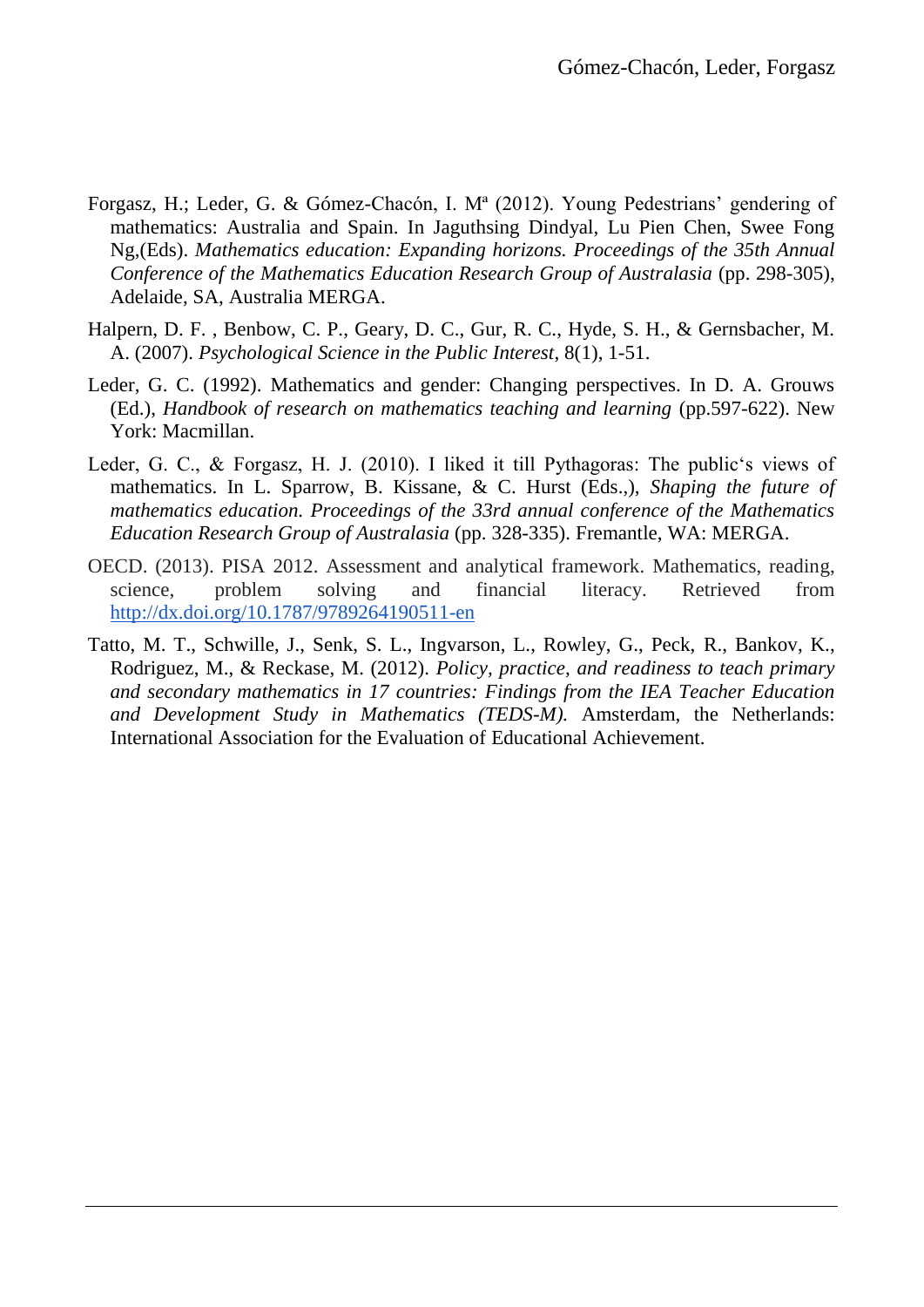Forgasz, H.; Leder, G. & Gómez-Chacón, I. Mª (2012). Young Pedestrians' gendering of mathematics: Australia and Spain. In Jaguthsing Dindyal, Lu Pien Chen, Swee Fong Ng,(Eds). *Mathematics education: Expanding horizons. Proceedings of the 35th Annual Conference of the Mathematics Education Research Group of Australasia* (pp. 298-305), Adelaide, SA, Australia MERGA.

Halpern, D. F. , Benbow, C. P., Geary, D. C., Gur, R. C., Hyde, S. H., & Gernsbacher, M. A. (2007). *Psychological Science in the Public Interest*, 8(1), 1-51.

Leder, G. C. (1992). Mathematics and gender: Changing perspectives. In D. A. Grouws (Ed.), *Handbook of research on mathematics teaching and learning* (pp.597-622). New York: Macmillan.

Leder, G. C., & Forgasz, H. J. (2010). I liked it till Pythagoras: The public's views of mathematics. In L. Sparrow, B. Kissane, & C. Hurst (Eds.,), *Shaping the future of mathematics education. Proceedings of the 33rd annual conference of the Mathematics Education Research Group of Australasia* (pp. 328-335). Fremantle, WA: MERGA.

OECD. (2013). PISA 2012. Assessment and analytical framework. Mathematics, reading, science, problem solving and financial literacy. Retrieved from http://dx.doi.org/10.1787/9789264190511-en

Tatto, M. T., Schwille, J., Senk, S. L., Ingvarson, L., Rowley, G., Peck, R., Bankov, K., Rodriguez, M., & Reckase, M. (2012). *Policy, practice, and readiness to teach primary and secondary mathematics in 17 countries: Findings from the IEA Teacher Education and Development Study in Mathematics (TEDS-M).* Amsterdam, the Netherlands: International Association for the Evaluation of Educational Achievement.